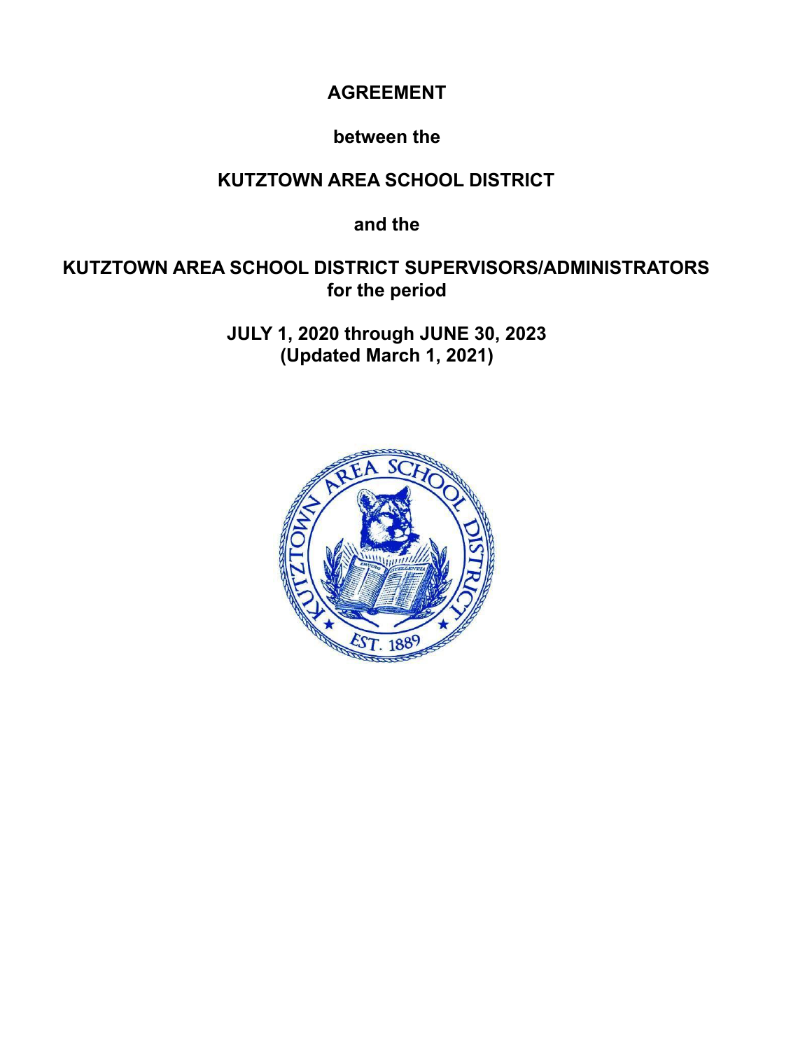# AGREEMENT

**between the**

**KUTZTOWN AREA SCHOOL DISTRICT**

**and the**

**KUTZTOWN AREA SCHOOL DISTRICT SUPERVISORS/ADMINISTRATORS**
**for the period**

**JULY 1, 2020 through JUNE 30, 2023**
**(Updated March 1, 2021)**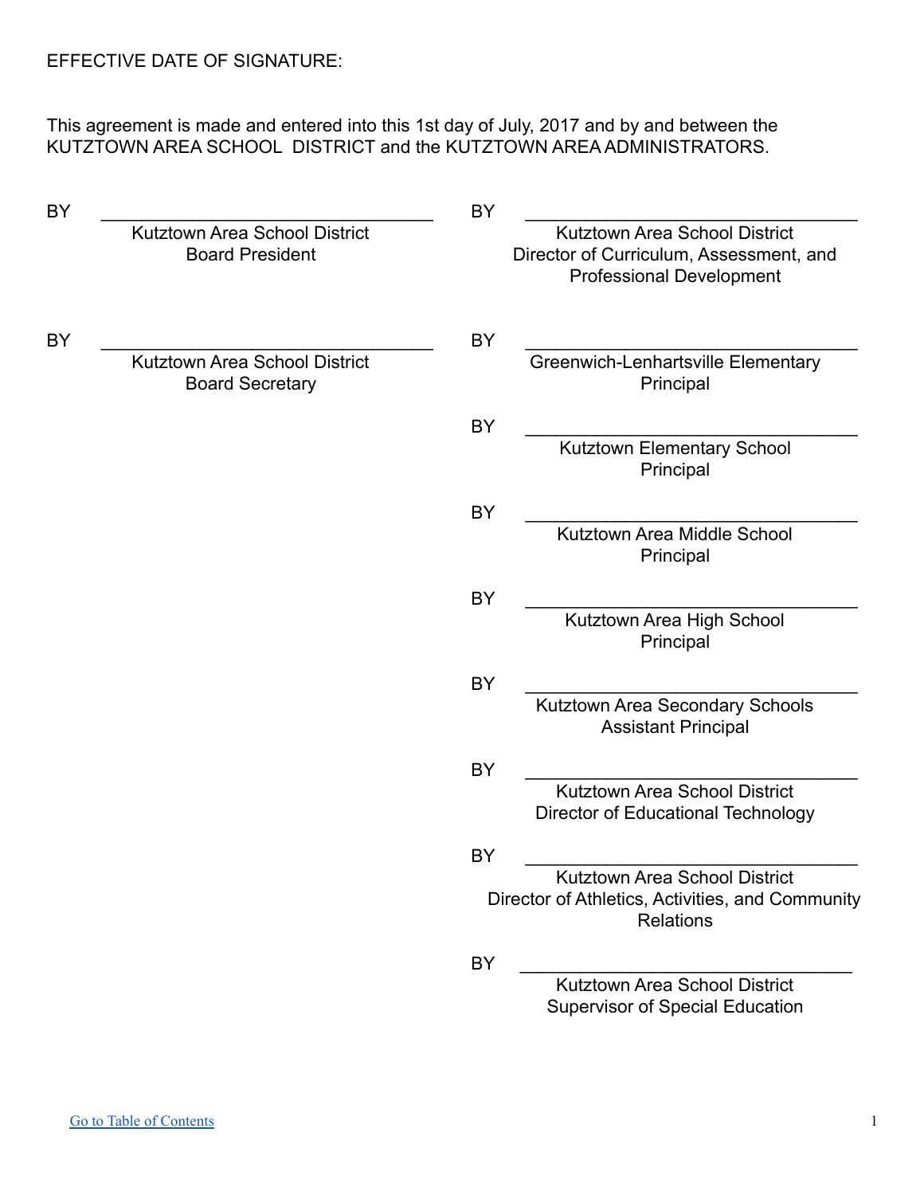EFFECTIVE DATE OF SIGNATURE:

This agreement is made and entered into this 1st day of July, 2017 and by and between the KUTZTOWN AREA SCHOOL DISTRICT and the KUTZTOWN AREA ADMINISTRATORS.

BY \_\_\_\_\_\_\_\_\_\_\_\_\_\_\_\_\_\_\_\_\_\_\_\_\_\_\_\_\_\_\_\_\_\_
Kutztown Area School District
Board President

BY \_\_\_\_\_\_\_\_\_\_\_\_\_\_\_\_\_\_\_\_\_\_\_\_\_\_\_\_\_\_\_\_\_\_
Kutztown Area School District
Board Secretary

BY \_\_\_\_\_\_\_\_\_\_\_\_\_\_\_\_\_\_\_\_\_\_\_\_\_\_\_\_\_\_\_\_\_\_
Kutztown Area School District
Director of Curriculum, Assessment, and Professional Development

BY \_\_\_\_\_\_\_\_\_\_\_\_\_\_\_\_\_\_\_\_\_\_\_\_\_\_\_\_\_\_\_\_\_\_
Greenwich-Lenhartsville Elementary
Principal

BY \_\_\_\_\_\_\_\_\_\_\_\_\_\_\_\_\_\_\_\_\_\_\_\_\_\_\_\_\_\_\_\_\_\_
Kutztown Elementary School
Principal

BY \_\_\_\_\_\_\_\_\_\_\_\_\_\_\_\_\_\_\_\_\_\_\_\_\_\_\_\_\_\_\_\_\_\_
Kutztown Area Middle School
Principal

BY \_\_\_\_\_\_\_\_\_\_\_\_\_\_\_\_\_\_\_\_\_\_\_\_\_\_\_\_\_\_\_\_\_\_
Kutztown Area High School
Principal

BY \_\_\_\_\_\_\_\_\_\_\_\_\_\_\_\_\_\_\_\_\_\_\_\_\_\_\_\_\_\_\_\_\_\_
Kutztown Area Secondary Schools
Assistant Principal

BY \_\_\_\_\_\_\_\_\_\_\_\_\_\_\_\_\_\_\_\_\_\_\_\_\_\_\_\_\_\_\_\_\_\_
Kutztown Area School District
Director of Educational Technology

BY \_\_\_\_\_\_\_\_\_\_\_\_\_\_\_\_\_\_\_\_\_\_\_\_\_\_\_\_\_\_\_\_\_\_
Kutztown Area School District
Director of Athletics, Activities, and Community Relations

BY \_\_\_\_\_\_\_\_\_\_\_\_\_\_\_\_\_\_\_\_\_\_\_\_\_\_\_\_\_\_\_\_\_\_
Kutztown Area School District
Supervisor of Special Education

Go to Table of Contents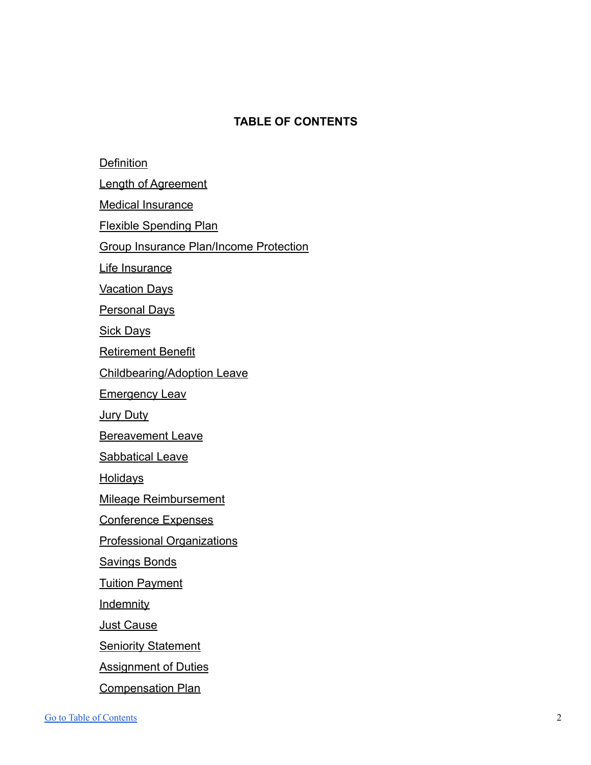**TABLE OF CONTENTS**

Definition

Length of Agreement

Medical Insurance

Flexible Spending Plan

Group Insurance Plan/Income Protection

Life Insurance

Vacation Days

Personal Days

Sick Days

Retirement Benefit

Childbearing/Adoption Leave

Emergency Leav

Jury Duty

Bereavement Leave

Sabbatical Leave

Holidays

Mileage Reimbursement

Conference Expenses

Professional Organizations

Savings Bonds

Tuition Payment

Indemnity

Just Cause

Seniority Statement

Assignment of Duties

Compensation Plan

Go to Table of Contents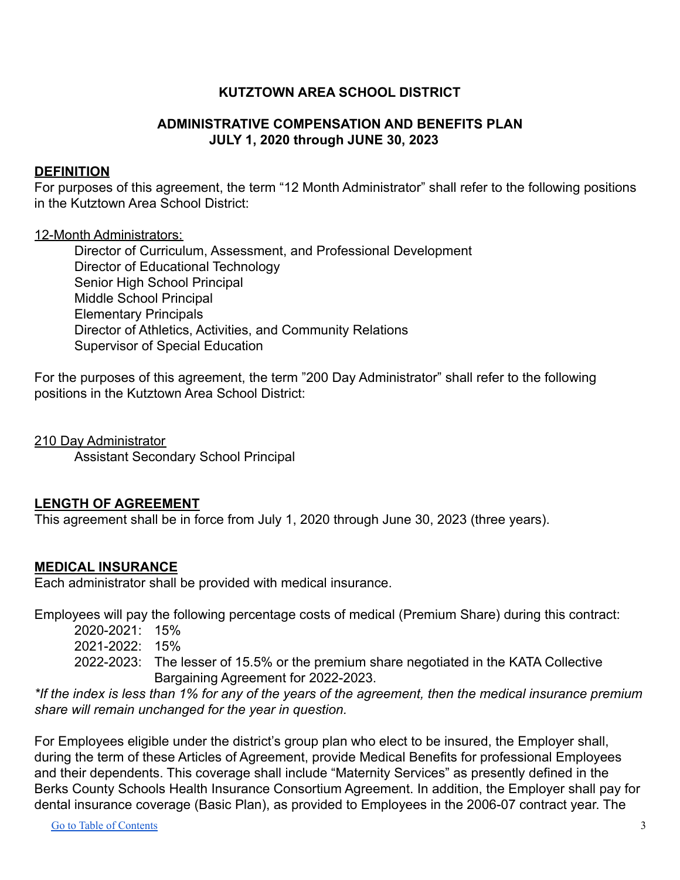**KUTZTOWN AREA SCHOOL DISTRICT**

**ADMINISTRATIVE COMPENSATION AND BENEFITS PLAN**
**JULY 1, 2020 through JUNE 30, 2023**

## DEFINITION

For purposes of this agreement, the term "12 Month Administrator" shall refer to the following positions in the Kutztown Area School District:

<u>12-Month Administrators:</u>

- Director of Curriculum, Assessment, and Professional Development
- Director of Educational Technology
- Senior High School Principal
- Middle School Principal
- Elementary Principals
- Director of Athletics, Activities, and Community Relations
- Supervisor of Special Education

For the purposes of this agreement, the term "200 Day Administrator" shall refer to the following positions in the Kutztown Area School District:

<u>210 Day Administrator</u>

- Assistant Secondary School Principal

## LENGTH OF AGREEMENT

This agreement shall be in force from July 1, 2020 through June 30, 2023 (three years).

## MEDICAL INSURANCE

Each administrator shall be provided with medical insurance.

Employees will pay the following percentage costs of medical (Premium Share) during this contract:

- 2020-2021: 15%
- 2021-2022: 15%
- 2022-2023: The lesser of 15.5% or the premium share negotiated in the KATA Collective Bargaining Agreement for 2022-2023.

*\*If the index is less than 1% for any of the years of the agreement, then the medical insurance premium share will remain unchanged for the year in question.*

For Employees eligible under the district's group plan who elect to be insured, the Employer shall, during the term of these Articles of Agreement, provide Medical Benefits for professional Employees and their dependents. This coverage shall include "Maternity Services" as presently defined in the Berks County Schools Health Insurance Consortium Agreement. In addition, the Employer shall pay for dental insurance coverage (Basic Plan), as provided to Employees in the 2006-07 contract year. The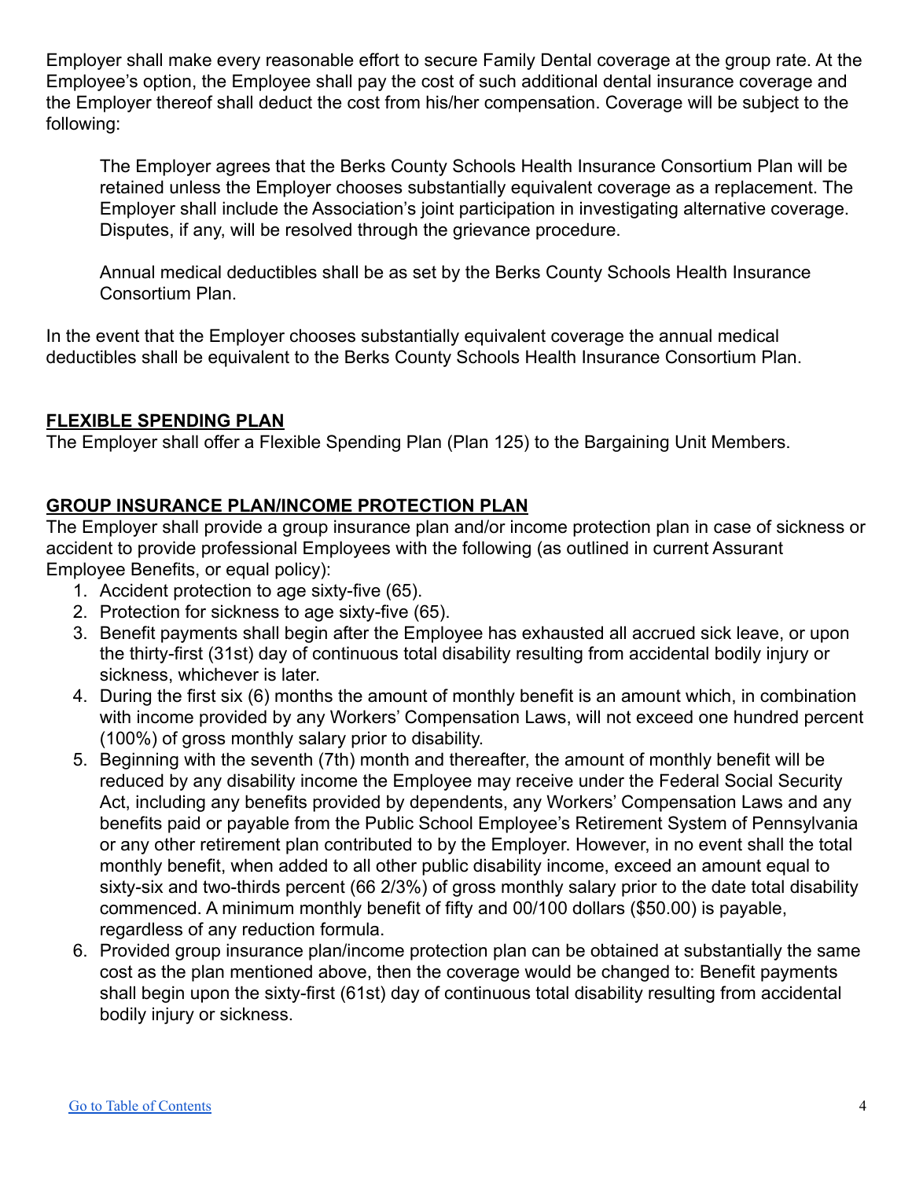Employer shall make every reasonable effort to secure Family Dental coverage at the group rate. At the Employee's option, the Employee shall pay the cost of such additional dental insurance coverage and the Employer thereof shall deduct the cost from his/her compensation. Coverage will be subject to the following:

> The Employer agrees that the Berks County Schools Health Insurance Consortium Plan will be retained unless the Employer chooses substantially equivalent coverage as a replacement. The Employer shall include the Association's joint participation in investigating alternative coverage. Disputes, if any, will be resolved through the grievance procedure.
>
> Annual medical deductibles shall be as set by the Berks County Schools Health Insurance Consortium Plan.

In the event that the Employer chooses substantially equivalent coverage the annual medical deductibles shall be equivalent to the Berks County Schools Health Insurance Consortium Plan.

## FLEXIBLE SPENDING PLAN

The Employer shall offer a Flexible Spending Plan (Plan 125) to the Bargaining Unit Members.

## GROUP INSURANCE PLAN/INCOME PROTECTION PLAN

The Employer shall provide a group insurance plan and/or income protection plan in case of sickness or accident to provide professional Employees with the following (as outlined in current Assurant Employee Benefits, or equal policy):

1. Accident protection to age sixty-five (65).
2. Protection for sickness to age sixty-five (65).
3. Benefit payments shall begin after the Employee has exhausted all accrued sick leave, or upon the thirty-first (31st) day of continuous total disability resulting from accidental bodily injury or sickness, whichever is later.
4. During the first six (6) months the amount of monthly benefit is an amount which, in combination with income provided by any Workers' Compensation Laws, will not exceed one hundred percent (100%) of gross monthly salary prior to disability.
5. Beginning with the seventh (7th) month and thereafter, the amount of monthly benefit will be reduced by any disability income the Employee may receive under the Federal Social Security Act, including any benefits provided by dependents, any Workers' Compensation Laws and any benefits paid or payable from the Public School Employee's Retirement System of Pennsylvania or any other retirement plan contributed to by the Employer. However, in no event shall the total monthly benefit, when added to all other public disability income, exceed an amount equal to sixty-six and two-thirds percent (66 2/3%) of gross monthly salary prior to the date total disability commenced. A minimum monthly benefit of fifty and 00/100 dollars ($50.00) is payable, regardless of any reduction formula.
6. Provided group insurance plan/income protection plan can be obtained at substantially the same cost as the plan mentioned above, then the coverage would be changed to: Benefit payments shall begin upon the sixty-first (61st) day of continuous total disability resulting from accidental bodily injury or sickness.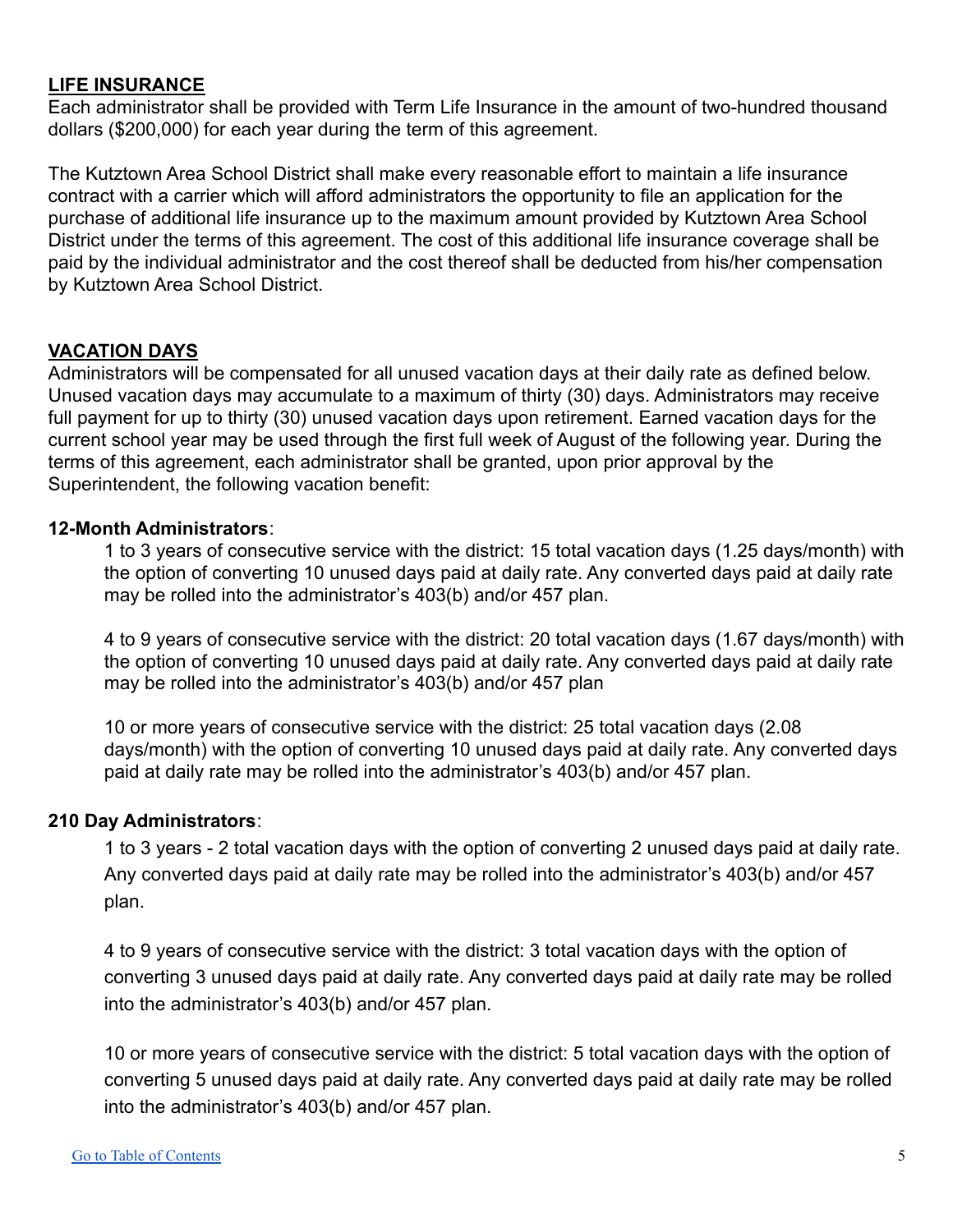## LIFE INSURANCE

Each administrator shall be provided with Term Life Insurance in the amount of two-hundred thousand dollars ($200,000) for each year during the term of this agreement.

The Kutztown Area School District shall make every reasonable effort to maintain a life insurance contract with a carrier which will afford administrators the opportunity to file an application for the purchase of additional life insurance up to the maximum amount provided by Kutztown Area School District under the terms of this agreement. The cost of this additional life insurance coverage shall be paid by the individual administrator and the cost thereof shall be deducted from his/her compensation by Kutztown Area School District.

## VACATION DAYS

Administrators will be compensated for all unused vacation days at their daily rate as defined below. Unused vacation days may accumulate to a maximum of thirty (30) days. Administrators may receive full payment for up to thirty (30) unused vacation days upon retirement. Earned vacation days for the current school year may be used through the first full week of August of the following year. During the terms of this agreement, each administrator shall be granted, upon prior approval by the Superintendent, the following vacation benefit:

**12-Month Administrators**:

1 to 3 years of consecutive service with the district: 15 total vacation days (1.25 days/month) with the option of converting 10 unused days paid at daily rate. Any converted days paid at daily rate may be rolled into the administrator's 403(b) and/or 457 plan.

4 to 9 years of consecutive service with the district: 20 total vacation days (1.67 days/month) with the option of converting 10 unused days paid at daily rate. Any converted days paid at daily rate may be rolled into the administrator's 403(b) and/or 457 plan

10 or more years of consecutive service with the district: 25 total vacation days (2.08 days/month) with the option of converting 10 unused days paid at daily rate. Any converted days paid at daily rate may be rolled into the administrator's 403(b) and/or 457 plan.

**210 Day Administrators**:

1 to 3 years - 2 total vacation days with the option of converting 2 unused days paid at daily rate. Any converted days paid at daily rate may be rolled into the administrator's 403(b) and/or 457 plan.

4 to 9 years of consecutive service with the district: 3 total vacation days with the option of converting 3 unused days paid at daily rate. Any converted days paid at daily rate may be rolled into the administrator's 403(b) and/or 457 plan.

10 or more years of consecutive service with the district: 5 total vacation days with the option of converting 5 unused days paid at daily rate. Any converted days paid at daily rate may be rolled into the administrator's 403(b) and/or 457 plan.

[Go to Table of Contents]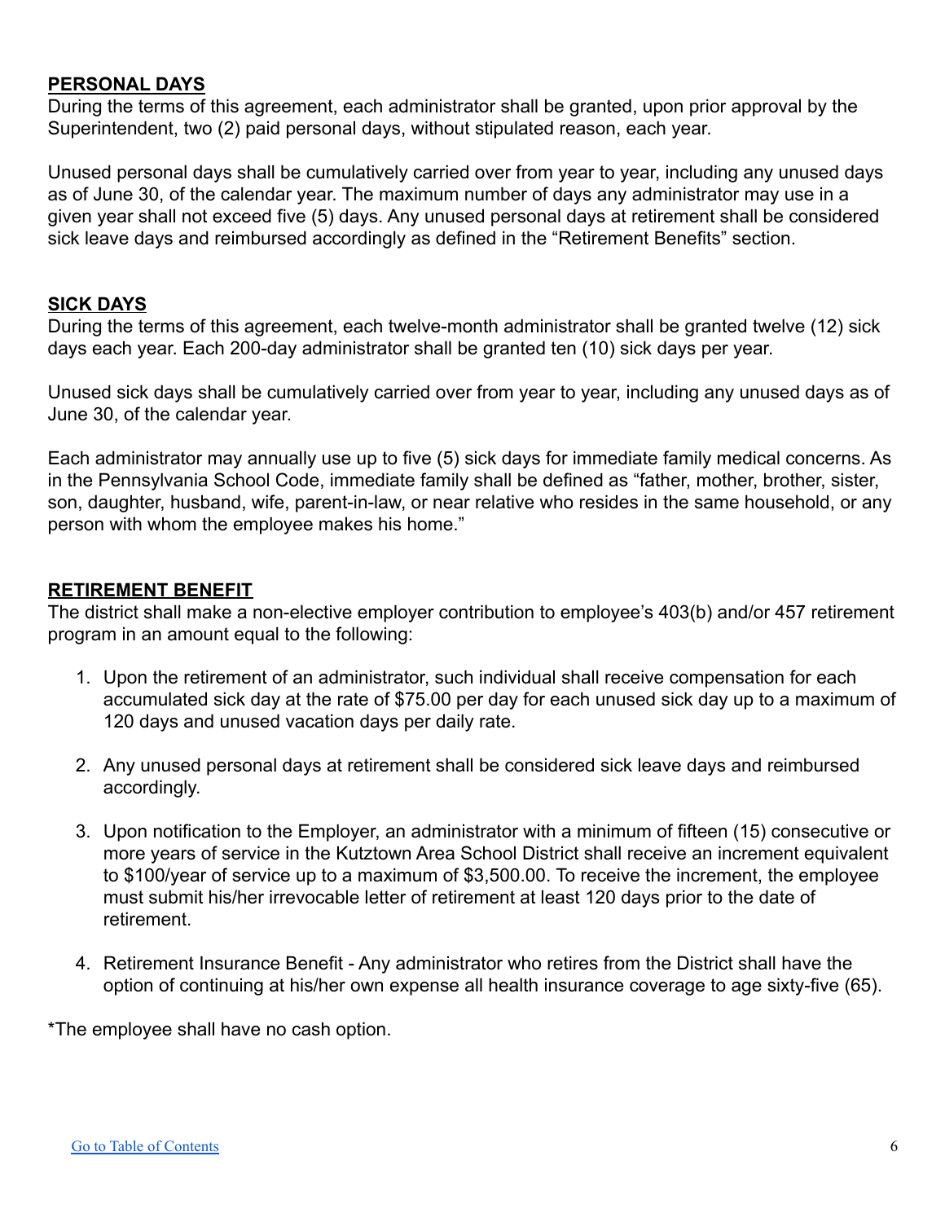## PERSONAL DAYS

During the terms of this agreement, each administrator shall be granted, upon prior approval by the Superintendent, two (2) paid personal days, without stipulated reason, each year.

Unused personal days shall be cumulatively carried over from year to year, including any unused days as of June 30, of the calendar year. The maximum number of days any administrator may use in a given year shall not exceed five (5) days. Any unused personal days at retirement shall be considered sick leave days and reimbursed accordingly as defined in the "Retirement Benefits" section.

## SICK DAYS

During the terms of this agreement, each twelve-month administrator shall be granted twelve (12) sick days each year. Each 200-day administrator shall be granted ten (10) sick days per year.

Unused sick days shall be cumulatively carried over from year to year, including any unused days as of June 30, of the calendar year.

Each administrator may annually use up to five (5) sick days for immediate family medical concerns. As in the Pennsylvania School Code, immediate family shall be defined as "father, mother, brother, sister, son, daughter, husband, wife, parent-in-law, or near relative who resides in the same household, or any person with whom the employee makes his home."

## RETIREMENT BENEFIT

The district shall make a non-elective employer contribution to employee's 403(b) and/or 457 retirement program in an amount equal to the following:

1. Upon the retirement of an administrator, such individual shall receive compensation for each accumulated sick day at the rate of $75.00 per day for each unused sick day up to a maximum of 120 days and unused vacation days per daily rate.

2. Any unused personal days at retirement shall be considered sick leave days and reimbursed accordingly.

3. Upon notification to the Employer, an administrator with a minimum of fifteen (15) consecutive or more years of service in the Kutztown Area School District shall receive an increment equivalent to $100/year of service up to a maximum of $3,500.00. To receive the increment, the employee must submit his/her irrevocable letter of retirement at least 120 days prior to the date of retirement.

4. Retirement Insurance Benefit - Any administrator who retires from the District shall have the option of continuing at his/her own expense all health insurance coverage to age sixty-five (65).

*The employee shall have no cash option.

[Go to Table of Contents]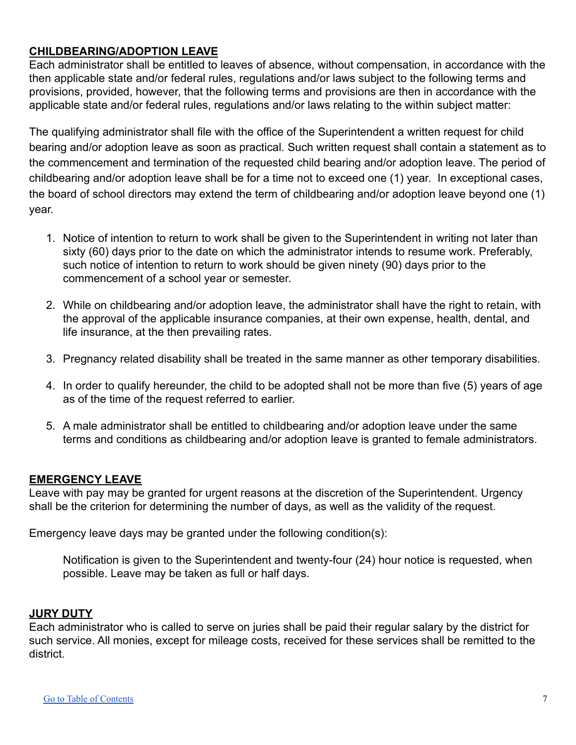## CHILDBEARING/ADOPTION LEAVE

Each administrator shall be entitled to leaves of absence, without compensation, in accordance with the then applicable state and/or federal rules, regulations and/or laws subject to the following terms and provisions, provided, however, that the following terms and provisions are then in accordance with the applicable state and/or federal rules, regulations and/or laws relating to the within subject matter:

The qualifying administrator shall file with the office of the Superintendent a written request for child bearing and/or adoption leave as soon as practical. Such written request shall contain a statement as to the commencement and termination of the requested child bearing and/or adoption leave. The period of childbearing and/or adoption leave shall be for a time not to exceed one (1) year. In exceptional cases, the board of school directors may extend the term of childbearing and/or adoption leave beyond one (1) year.

1. Notice of intention to return to work shall be given to the Superintendent in writing not later than sixty (60) days prior to the date on which the administrator intends to resume work. Preferably, such notice of intention to return to work should be given ninety (90) days prior to the commencement of a school year or semester.

2. While on childbearing and/or adoption leave, the administrator shall have the right to retain, with the approval of the applicable insurance companies, at their own expense, health, dental, and life insurance, at the then prevailing rates.

3. Pregnancy related disability shall be treated in the same manner as other temporary disabilities.

4. In order to qualify hereunder, the child to be adopted shall not be more than five (5) years of age as of the time of the request referred to earlier.

5. A male administrator shall be entitled to childbearing and/or adoption leave under the same terms and conditions as childbearing and/or adoption leave is granted to female administrators.

## EMERGENCY LEAVE

Leave with pay may be granted for urgent reasons at the discretion of the Superintendent. Urgency shall be the criterion for determining the number of days, as well as the validity of the request.

Emergency leave days may be granted under the following condition(s):

> Notification is given to the Superintendent and twenty-four (24) hour notice is requested, when possible. Leave may be taken as full or half days.

## JURY DUTY

Each administrator who is called to serve on juries shall be paid their regular salary by the district for such service. All monies, except for mileage costs, received for these services shall be remitted to the district.

[Go to Table of Contents]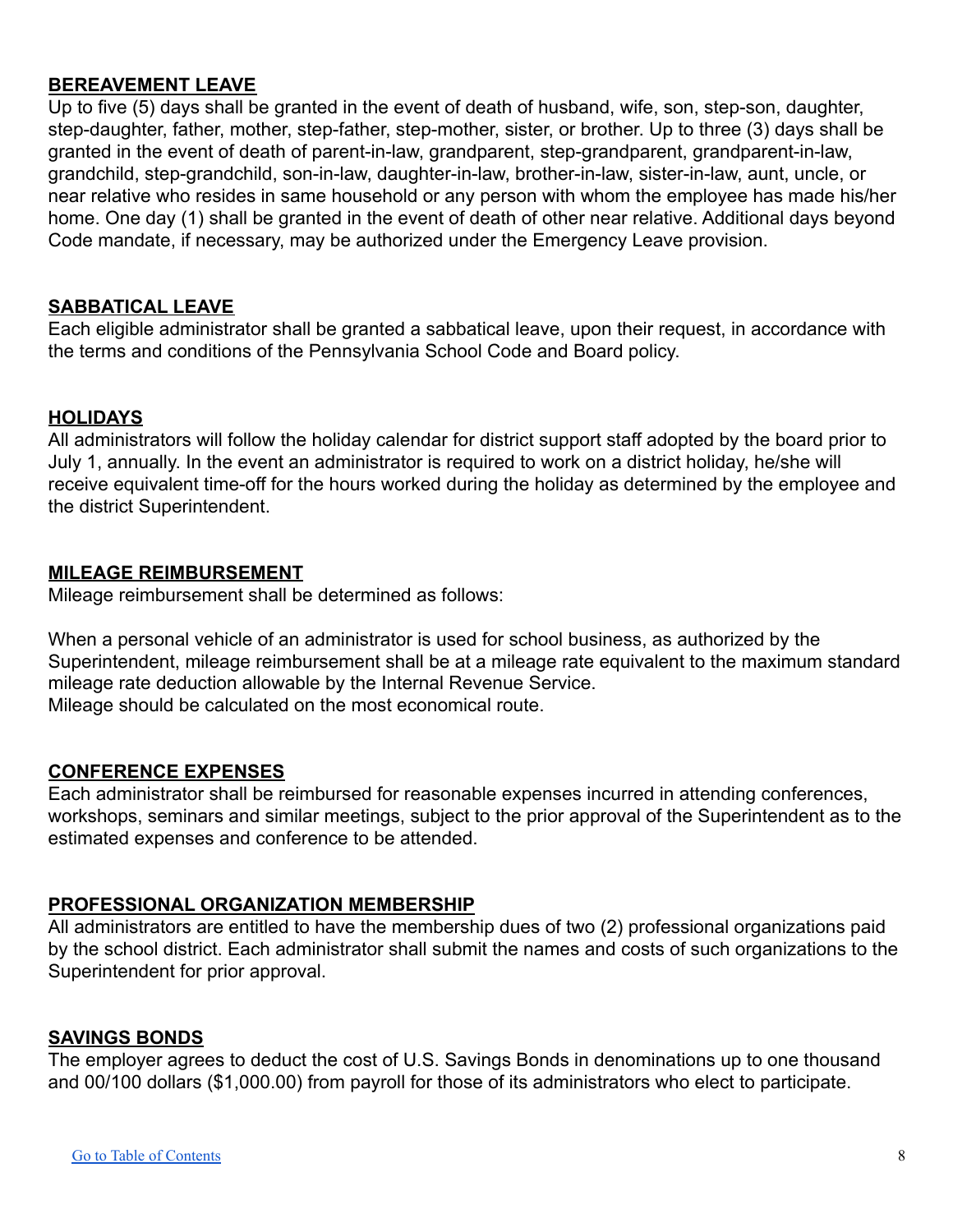## BEREAVEMENT LEAVE

Up to five (5) days shall be granted in the event of death of husband, wife, son, step-son, daughter, step-daughter, father, mother, step-father, step-mother, sister, or brother. Up to three (3) days shall be granted in the event of death of parent-in-law, grandparent, step-grandparent, grandparent-in-law, grandchild, step-grandchild, son-in-law, daughter-in-law, brother-in-law, sister-in-law, aunt, uncle, or near relative who resides in same household or any person with whom the employee has made his/her home. One day (1) shall be granted in the event of death of other near relative. Additional days beyond Code mandate, if necessary, may be authorized under the Emergency Leave provision.

## SABBATICAL LEAVE

Each eligible administrator shall be granted a sabbatical leave, upon their request, in accordance with the terms and conditions of the Pennsylvania School Code and Board policy.

## HOLIDAYS

All administrators will follow the holiday calendar for district support staff adopted by the board prior to July 1, annually. In the event an administrator is required to work on a district holiday, he/she will receive equivalent time-off for the hours worked during the holiday as determined by the employee and the district Superintendent.

## MILEAGE REIMBURSEMENT

Mileage reimbursement shall be determined as follows:

When a personal vehicle of an administrator is used for school business, as authorized by the Superintendent, mileage reimbursement shall be at a mileage rate equivalent to the maximum standard mileage rate deduction allowable by the Internal Revenue Service.
Mileage should be calculated on the most economical route.

## CONFERENCE EXPENSES

Each administrator shall be reimbursed for reasonable expenses incurred in attending conferences, workshops, seminars and similar meetings, subject to the prior approval of the Superintendent as to the estimated expenses and conference to be attended.

## PROFESSIONAL ORGANIZATION MEMBERSHIP

All administrators are entitled to have the membership dues of two (2) professional organizations paid by the school district. Each administrator shall submit the names and costs of such organizations to the Superintendent for prior approval.

## SAVINGS BONDS

The employer agrees to deduct the cost of U.S. Savings Bonds in denominations up to one thousand and 00/100 dollars ($1,000.00) from payroll for those of its administrators who elect to participate.

[Go to Table of Contents]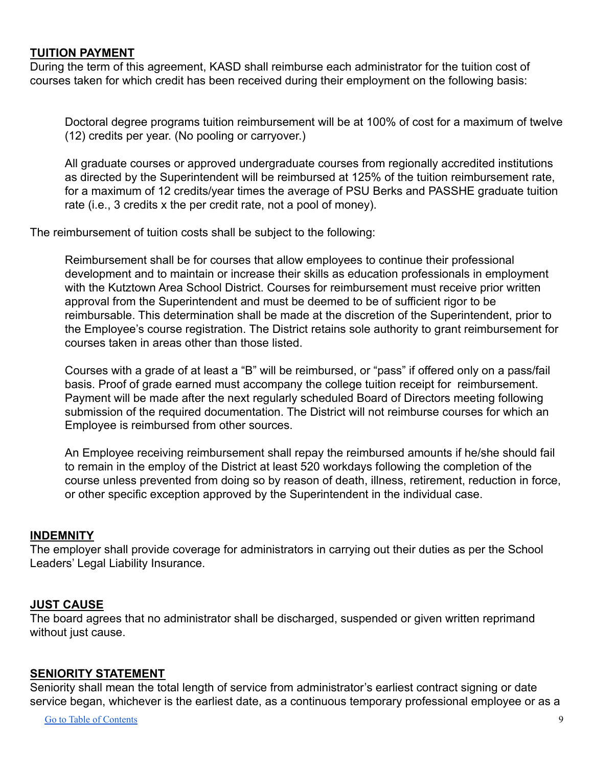## TUITION PAYMENT

During the term of this agreement, KASD shall reimburse each administrator for the tuition cost of courses taken for which credit has been received during their employment on the following basis:

> Doctoral degree programs tuition reimbursement will be at 100% of cost for a maximum of twelve (12) credits per year. (No pooling or carryover.)
>
> All graduate courses or approved undergraduate courses from regionally accredited institutions as directed by the Superintendent will be reimbursed at 125% of the tuition reimbursement rate, for a maximum of 12 credits/year times the average of PSU Berks and PASSHE graduate tuition rate (i.e., 3 credits x the per credit rate, not a pool of money).

The reimbursement of tuition costs shall be subject to the following:

> Reimbursement shall be for courses that allow employees to continue their professional development and to maintain or increase their skills as education professionals in employment with the Kutztown Area School District. Courses for reimbursement must receive prior written approval from the Superintendent and must be deemed to be of sufficient rigor to be reimbursable. This determination shall be made at the discretion of the Superintendent, prior to the Employee's course registration. The District retains sole authority to grant reimbursement for courses taken in areas other than those listed.
>
> Courses with a grade of at least a "B" will be reimbursed, or "pass" if offered only on a pass/fail basis. Proof of grade earned must accompany the college tuition receipt for reimbursement. Payment will be made after the next regularly scheduled Board of Directors meeting following submission of the required documentation. The District will not reimburse courses for which an Employee is reimbursed from other sources.
>
> An Employee receiving reimbursement shall repay the reimbursed amounts if he/she should fail to remain in the employ of the District at least 520 workdays following the completion of the course unless prevented from doing so by reason of death, illness, retirement, reduction in force, or other specific exception approved by the Superintendent in the individual case.

## INDEMNITY

The employer shall provide coverage for administrators in carrying out their duties as per the School Leaders' Legal Liability Insurance.

## JUST CAUSE

The board agrees that no administrator shall be discharged, suspended or given written reprimand without just cause.

## SENIORITY STATEMENT

Seniority shall mean the total length of service from administrator's earliest contract signing or date service began, whichever is the earliest date, as a continuous temporary professional employee or as a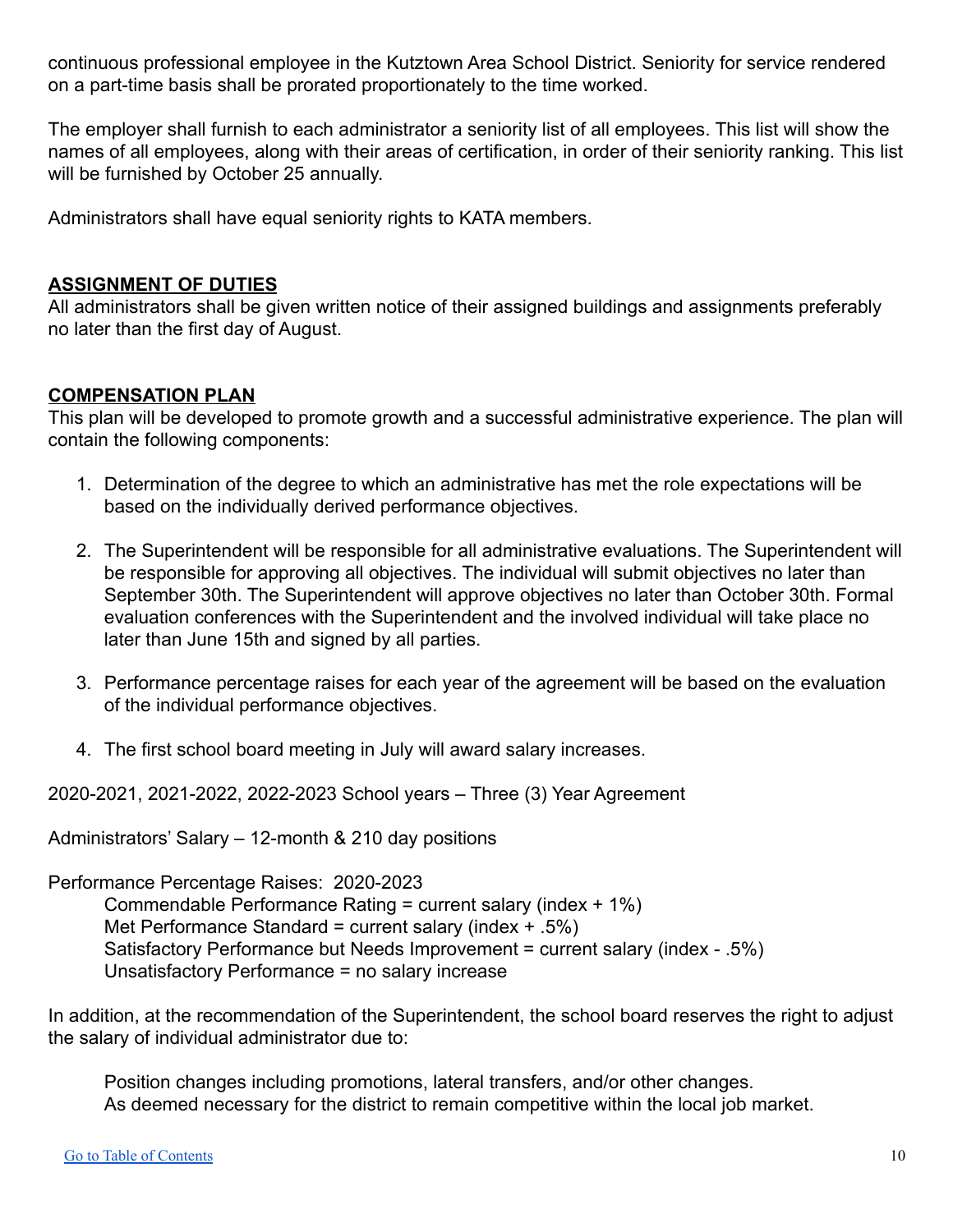continuous professional employee in the Kutztown Area School District. Seniority for service rendered on a part-time basis shall be prorated proportionately to the time worked.

The employer shall furnish to each administrator a seniority list of all employees. This list will show the names of all employees, along with their areas of certification, in order of their seniority ranking. This list will be furnished by October 25 annually.

Administrators shall have equal seniority rights to KATA members.

## ASSIGNMENT OF DUTIES

All administrators shall be given written notice of their assigned buildings and assignments preferably no later than the first day of August.

## COMPENSATION PLAN

This plan will be developed to promote growth and a successful administrative experience. The plan will contain the following components:

1. Determination of the degree to which an administrative has met the role expectations will be based on the individually derived performance objectives.

2. The Superintendent will be responsible for all administrative evaluations. The Superintendent will be responsible for approving all objectives. The individual will submit objectives no later than September 30th. The Superintendent will approve objectives no later than October 30th. Formal evaluation conferences with the Superintendent and the involved individual will take place no later than June 15th and signed by all parties.

3. Performance percentage raises for each year of the agreement will be based on the evaluation of the individual performance objectives.

4. The first school board meeting in July will award salary increases.

2020-2021, 2021-2022, 2022-2023 School years – Three (3) Year Agreement

Administrators' Salary – 12-month & 210 day positions

Performance Percentage Raises: 2020-2023

Commendable Performance Rating = current salary (index + 1%)
Met Performance Standard = current salary (index + .5%)
Satisfactory Performance but Needs Improvement = current salary (index - .5%)
Unsatisfactory Performance = no salary increase

In addition, at the recommendation of the Superintendent, the school board reserves the right to adjust the salary of individual administrator due to:

Position changes including promotions, lateral transfers, and/or other changes.
As deemed necessary for the district to remain competitive within the local job market.

Go to Table of Contents